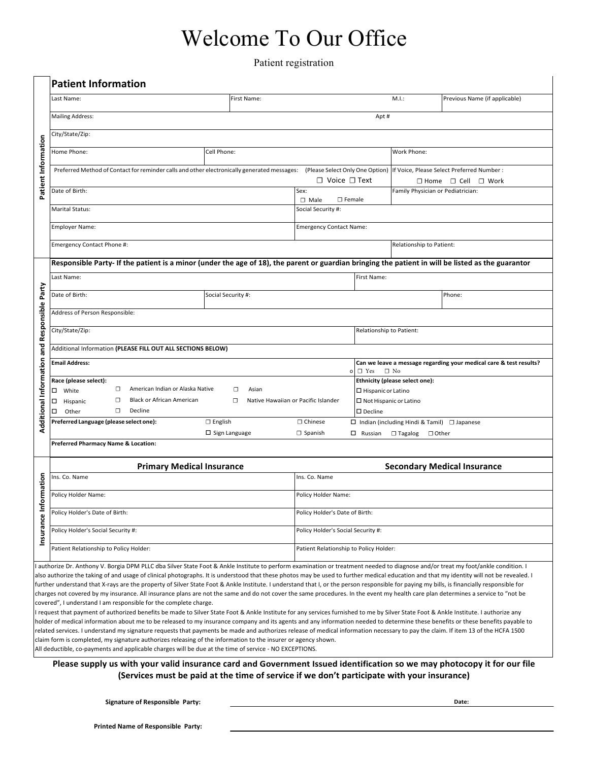# Welcome To Our Office

Patient registration

## Patient Information

| | | | |
|---|---|---|---|
| Last Name: | First Name: | M.I.: | Previous Name (if applicable) |
| Mailing Address: | | Apt # | |
| City/State/Zip: | | | |
| Home Phone: | Cell Phone: | | Work Phone: |
| Preferred Method of Contact for reminder calls and other electronically generated messages: (Please Select Only One Option) ☐ Voice ☐ Text | | If Voice, Please Select Preferred Number : ☐ Home ☐ Cell ☐ Work | |
| Date of Birth: | Sex: ☐ Male ☐ Female | Family Physician or Pediatrician: | |
| Marital Status: | Social Security #: | | |
| Employer Name: | Emergency Contact Name: | | |
| Emergency Contact Phone #: | | Relationship to Patient: | |

## Additional Information and Responsible Party

**Responsible Party- If the patient is a minor (under the age of 18), the parent or guardian bringing the patient in will be listed as the guarantor**

| | | |
|---|---|---|
| Last Name: | First Name: | |
| Date of Birth: | Social Security #: | Phone: |
| Address of Person Responsible: | | |
| City/State/Zip: | Relationship to Patient: | |

Additional Information **(PLEASE FILL OUT ALL SECTIONS BELOW)**

| | |
|---|---|
| **Email Address:** | **Can we leave a message regarding your medical care & test results?** ☐ Yes ☐ No |
| **Race (please select):** ☐ White ☐ American Indian or Alaska Native ☐ Asian ☐ Hispanic ☐ Black or African American ☐ Native Hawaiian or Pacific Islander ☐ Other ☐ Decline | **Ethnicity (please select one):** ☐ Hispanic or Latino ☐ Not Hispanic or Latino ☐ Decline |
| **Preferred Language (please select one):** ☐ English ☐ Chinese ☐ Indian (including Hindi & Tamil) ☐ Japanese ☐ Sign Language ☐ Spanish ☐ Russian ☐ Tagalog ☐ Other | |
| **Preferred Pharmacy Name & Location:** | |

## Insurance Information

| **Primary Medical Insurance** | **Secondary Medical Insurance** |
|---|---|
| Ins. Co. Name | Ins. Co. Name |
| Policy Holder Name: | Policy Holder Name: |
| Policy Holder's Date of Birth: | Policy Holder's Date of Birth: |
| Policy Holder's Social Security #: | Policy Holder's Social Security #: |
| Patient Relationship to Policy Holder: | Patient Relationship to Policy Holder: |

I authorize Dr. Anthony V. Borgia DPM PLLC dba Silver State Foot & Ankle Institute to perform examination or treatment needed to diagnose and/or treat my foot/ankle condition. I also authorize the taking of and usage of clinical photographs. It is understood that these photos may be used to further medical education and that my identity will not be revealed. I further understand that X-rays are the property of Silver State Foot & Ankle Institute. I understand that I, or the person responsible for paying my bills, is financially responsible for charges not covered by my insurance. All insurance plans are not the same and do not cover the same procedures. In the event my health care plan determines a service to "not be covered", I understand I am responsible for the complete charge.

I request that payment of authorized benefits be made to Silver State Foot & Ankle Institute for any services furnished to me by Silver State Foot & Ankle Institute. I authorize any holder of medical information about me to be released to my insurance company and its agents and any information needed to determine these benefits or these benefits payable to related services. I understand my signature requests that payments be made and authorizes release of medical information necessary to pay the claim. If item 13 of the HCFA 1500 claim form is completed, my signature authorizes releasing of the information to the insurer or agency shown.

All deductible, co-payments and applicable charges will be due at the time of service - NO EXCEPTIONS.

**Please supply us with your valid insurance card and Government Issued identification so we may photocopy it for our file (Services must be paid at the time of service if we don't participate with your insurance)**

**Signature of Responsible Party:** ______________________________ **Date:** __________

**Printed Name of Responsible Party:** ______________________________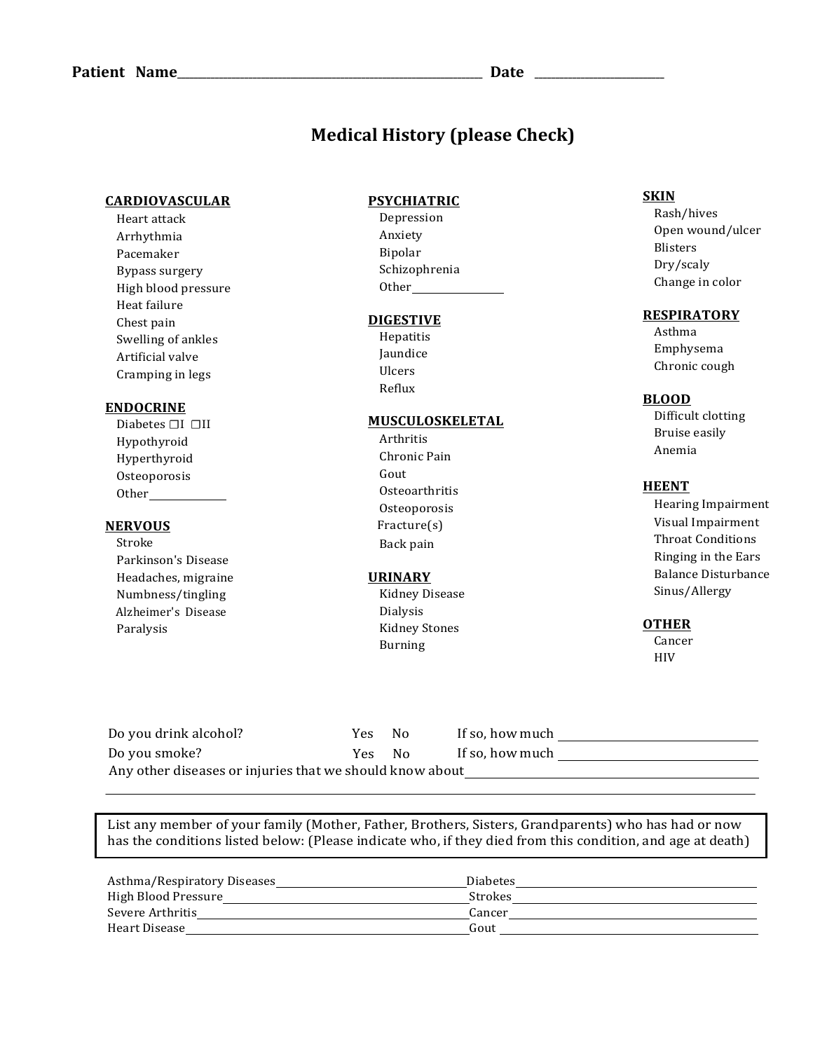Patient Name______________________________ Date ______________

# Medical History (please Check)

**CARDIOVASCULAR**
- Heart attack
- Arrhythmia
- Pacemaker
- Bypass surgery
- High blood pressure
- Heat failure
- Chest pain
- Swelling of ankles
- Artificial valve
- Cramping in legs

**ENDOCRINE**
- Diabetes ❒I ❒II
- Hypothyroid
- Hyperthyroid
- Osteoporosis
- Other__________

**NERVOUS**
- Stroke
- Parkinson's Disease
- Headaches, migraine
- Numbness/tingling
- Alzheimer's Disease
- Paralysis

**PSYCHIATRIC**
- Depression
- Anxiety
- Bipolar
- Schizophrenia
- Other__________

**DIGESTIVE**
- Hepatitis
- Jaundice
- Ulcers
- Reflux

**MUSCULOSKELETAL**
- Arthritis
- Chronic Pain
- Gout
- Osteoarthritis
- Osteoporosis
- Fracture(s)
- Back pain

**URINARY**
- Kidney Disease
- Dialysis
- Kidney Stones
- Burning

**SKIN**
- Rash/hives
- Open wound/ulcer
- Blisters
- Dry/scaly
- Change in color

**RESPIRATORY**
- Asthma
- Emphysema
- Chronic cough

**BLOOD**
- Difficult clotting
- Bruise easily
- Anemia

**HEENT**
- Hearing Impairment
- Visual Impairment
- Throat Conditions
- Ringing in the Ears
- Balance Disturbance
- Sinus/Allergy

**OTHER**
- Cancer
- HIV

Do you drink alcohol? Yes No If so, how much __________________

Do you smoke? Yes No If so, how much __________________

Any other diseases or injuries that we should know about __________________

______________________________________________________________

List any member of your family (Mother, Father, Brothers, Sisters, Grandparents) who has had or now has the conditions listed below: (Please indicate who, if they died from this condition, and age at death)

Asthma/Respiratory Diseases__________________ Diabetes__________________

High Blood Pressure__________________ Strokes__________________

Severe Arthritis__________________ Cancer__________________

Heart Disease__________________ Gout__________________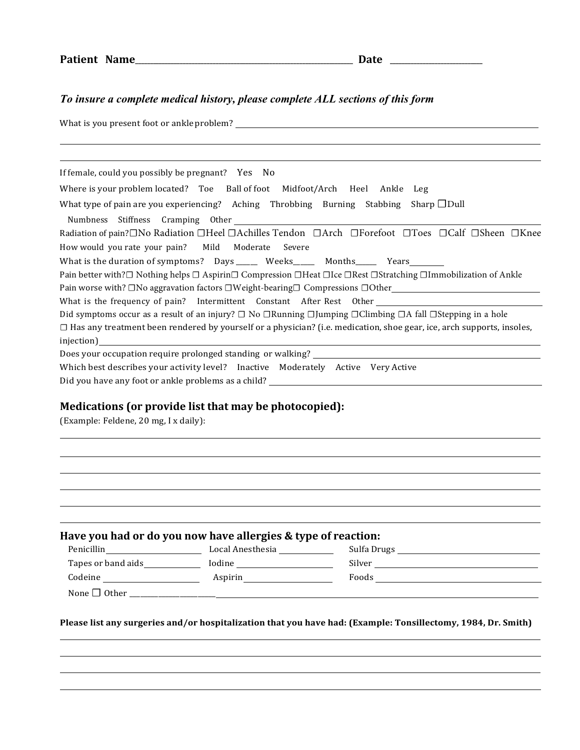**Patient Name**\_\_\_\_\_\_\_\_\_\_\_\_\_\_\_\_\_\_\_\_\_\_\_\_\_\_\_\_\_\_\_\_\_\_\_\_\_\_\_\_ **Date** \_\_\_\_\_\_\_\_\_\_\_\_\_\_\_\_\_\_\_\_

***To insure a complete medical history, please complete ALL sections of this form***

What is you present foot or ankle problem? \_\_\_\_\_\_\_\_\_\_\_\_\_\_\_\_\_\_\_\_\_\_\_\_\_\_\_\_\_\_\_\_\_\_\_\_\_\_\_\_\_\_\_\_\_\_\_\_\_\_\_\_\_\_\_\_

\_\_\_\_\_\_\_\_\_\_\_\_\_\_\_\_\_\_\_\_\_\_\_\_\_\_\_\_\_\_\_\_\_\_\_\_\_\_\_\_\_\_\_\_\_\_\_\_\_\_\_\_\_\_\_\_\_\_\_\_\_\_\_\_\_\_\_\_\_\_\_\_\_\_\_\_\_\_\_\_\_\_\_\_\_\_\_\_\_\_

\_\_\_\_\_\_\_\_\_\_\_\_\_\_\_\_\_\_\_\_\_\_\_\_\_\_\_\_\_\_\_\_\_\_\_\_\_\_\_\_\_\_\_\_\_\_\_\_\_\_\_\_\_\_\_\_\_\_\_\_\_\_\_\_\_\_\_\_\_\_\_\_\_\_\_\_\_\_\_\_\_\_\_\_\_\_\_\_\_\_

If female, could you possibly be pregnant? Yes No

Where is your problem located? Toe Ball of foot Midfoot/Arch Heel Ankle Leg

What type of pain are you experiencing? Aching Throbbing Burning Stabbing Sharp ☐Dull

Numbness Stiffness Cramping Other \_\_\_\_\_\_\_\_\_\_\_\_\_\_\_\_\_\_\_\_\_\_\_\_\_\_\_\_\_\_\_\_\_\_\_\_\_\_\_\_\_\_\_\_\_\_\_\_\_\_

Radiation of pain?☐No Radiation ☐Heel ☐Achilles Tendon ☐Arch ☐Forefoot ☐Toes ☐Calf ☐Sheen ☐Knee

How would you rate your pain? Mild Moderate Severe

What is the duration of symptoms? Days \_\_\_\_\_ Weeks\_\_\_\_\_ Months\_\_\_\_\_ Years\_\_\_\_\_\_\_\_

Pain better with?☐ Nothing helps ☐ Aspirin☐ Compression ☐Heat ☐Ice ☐Rest ☐Stratching ☐Immobilization of Ankle

Pain worse with? ☐No aggravation factors ☐Weight-bearing☐ Compressions ☐Other\_\_\_\_\_\_\_\_\_\_\_\_\_\_\_\_\_\_\_\_\_\_\_\_\_\_\_\_\_\_

What is the frequency of pain? Intermittent Constant After Rest Other \_\_\_\_\_\_\_\_\_\_\_\_\_\_\_\_\_\_\_\_\_\_\_\_\_\_\_\_\_\_

Did symptoms occur as a result of an injury? ☐ No ☐Running ☐Jumping ☐Climbing ☐A fall ☐Stepping in a hole

☐ Has any treatment been rendered by yourself or a physician? (i.e. medication, shoe gear, ice, arch supports, insoles, injection)\_\_\_\_\_\_\_\_\_\_\_\_\_\_\_\_\_\_\_\_\_\_\_\_\_\_\_\_\_\_\_\_\_\_\_\_\_\_\_\_\_\_\_\_\_\_\_\_\_\_\_\_\_\_\_\_\_\_\_\_\_\_\_\_\_\_\_\_\_\_\_\_

Does your occupation require prolonged standing or walking? \_\_\_\_\_\_\_\_\_\_\_\_\_\_\_\_\_\_\_\_\_\_\_\_\_\_\_\_\_\_\_\_\_\_\_\_\_\_\_\_

Which best describes your activity level? Inactive Moderately Active Very Active

Did you have any foot or ankle problems as a child? \_\_\_\_\_\_\_\_\_\_\_\_\_\_\_\_\_\_\_\_\_\_\_\_\_\_\_\_\_\_\_\_\_\_\_\_\_\_\_\_\_\_\_\_

## Medications (or provide list that may be photocopied):

(Example: Feldene, 20 mg, I x daily):

\_\_\_\_\_\_\_\_\_\_\_\_\_\_\_\_\_\_\_\_\_\_\_\_\_\_\_\_\_\_\_\_\_\_\_\_\_\_\_\_\_\_\_\_\_\_\_\_\_\_\_\_\_\_\_\_\_\_\_\_\_\_\_\_\_\_\_\_\_\_\_\_\_\_\_\_\_\_\_\_\_\_\_\_\_\_\_\_\_\_

\_\_\_\_\_\_\_\_\_\_\_\_\_\_\_\_\_\_\_\_\_\_\_\_\_\_\_\_\_\_\_\_\_\_\_\_\_\_\_\_\_\_\_\_\_\_\_\_\_\_\_\_\_\_\_\_\_\_\_\_\_\_\_\_\_\_\_\_\_\_\_\_\_\_\_\_\_\_\_\_\_\_\_\_\_\_\_\_\_\_

\_\_\_\_\_\_\_\_\_\_\_\_\_\_\_\_\_\_\_\_\_\_\_\_\_\_\_\_\_\_\_\_\_\_\_\_\_\_\_\_\_\_\_\_\_\_\_\_\_\_\_\_\_\_\_\_\_\_\_\_\_\_\_\_\_\_\_\_\_\_\_\_\_\_\_\_\_\_\_\_\_\_\_\_\_\_\_\_\_\_

\_\_\_\_\_\_\_\_\_\_\_\_\_\_\_\_\_\_\_\_\_\_\_\_\_\_\_\_\_\_\_\_\_\_\_\_\_\_\_\_\_\_\_\_\_\_\_\_\_\_\_\_\_\_\_\_\_\_\_\_\_\_\_\_\_\_\_\_\_\_\_\_\_\_\_\_\_\_\_\_\_\_\_\_\_\_\_\_\_\_

\_\_\_\_\_\_\_\_\_\_\_\_\_\_\_\_\_\_\_\_\_\_\_\_\_\_\_\_\_\_\_\_\_\_\_\_\_\_\_\_\_\_\_\_\_\_\_\_\_\_\_\_\_\_\_\_\_\_\_\_\_\_\_\_\_\_\_\_\_\_\_\_\_\_\_\_\_\_\_\_\_\_\_\_\_\_\_\_\_\_

\_\_\_\_\_\_\_\_\_\_\_\_\_\_\_\_\_\_\_\_\_\_\_\_\_\_\_\_\_\_\_\_\_\_\_\_\_\_\_\_\_\_\_\_\_\_\_\_\_\_\_\_\_\_\_\_\_\_\_\_\_\_\_\_\_\_\_\_\_\_\_\_\_\_\_\_\_\_\_\_\_\_\_\_\_\_\_\_\_\_

## Have you had or do you now have allergies & type of reaction:

| | | |
|---|---|---|
| Penicillin \_\_\_\_\_\_\_\_\_\_\_\_\_\_\_\_ | Local Anesthesia \_\_\_\_\_\_\_\_\_\_ | Sulfa Drugs \_\_\_\_\_\_\_\_\_\_\_\_\_\_\_\_\_\_\_\_ |
| Tapes or band aids\_\_\_\_\_\_\_\_\_\_ | Iodine \_\_\_\_\_\_\_\_\_\_\_\_\_\_\_\_\_\_ | Silver \_\_\_\_\_\_\_\_\_\_\_\_\_\_\_\_\_\_\_\_\_\_\_\_\_\_ |
| Codeine \_\_\_\_\_\_\_\_\_\_\_\_\_\_\_\_\_\_ | Aspirin \_\_\_\_\_\_\_\_\_\_\_\_\_\_\_\_\_ | Foods \_\_\_\_\_\_\_\_\_\_\_\_\_\_\_\_\_\_\_\_\_\_\_\_\_\_ |

None ☐ Other \_\_\_\_\_\_\_\_\_\_\_\_\_\_\_\_\_\_\_\_\_\_\_\_\_\_\_\_\_\_\_\_\_\_\_\_\_\_\_\_\_\_\_\_\_\_\_\_\_\_\_\_\_\_\_\_\_\_\_\_\_\_\_\_\_\_\_\_\_\_\_\_\_\_\_\_\_\_

**Please list any surgeries and/or hospitalization that you have had: (Example: Tonsillectomy, 1984, Dr. Smith)**

\_\_\_\_\_\_\_\_\_\_\_\_\_\_\_\_\_\_\_\_\_\_\_\_\_\_\_\_\_\_\_\_\_\_\_\_\_\_\_\_\_\_\_\_\_\_\_\_\_\_\_\_\_\_\_\_\_\_\_\_\_\_\_\_\_\_\_\_\_\_\_\_\_\_\_\_\_\_\_\_\_\_\_\_\_\_\_\_\_\_

\_\_\_\_\_\_\_\_\_\_\_\_\_\_\_\_\_\_\_\_\_\_\_\_\_\_\_\_\_\_\_\_\_\_\_\_\_\_\_\_\_\_\_\_\_\_\_\_\_\_\_\_\_\_\_\_\_\_\_\_\_\_\_\_\_\_\_\_\_\_\_\_\_\_\_\_\_\_\_\_\_\_\_\_\_\_\_\_\_\_

\_\_\_\_\_\_\_\_\_\_\_\_\_\_\_\_\_\_\_\_\_\_\_\_\_\_\_\_\_\_\_\_\_\_\_\_\_\_\_\_\_\_\_\_\_\_\_\_\_\_\_\_\_\_\_\_\_\_\_\_\_\_\_\_\_\_\_\_\_\_\_\_\_\_\_\_\_\_\_\_\_\_\_\_\_\_\_\_\_\_

\_\_\_\_\_\_\_\_\_\_\_\_\_\_\_\_\_\_\_\_\_\_\_\_\_\_\_\_\_\_\_\_\_\_\_\_\_\_\_\_\_\_\_\_\_\_\_\_\_\_\_\_\_\_\_\_\_\_\_\_\_\_\_\_\_\_\_\_\_\_\_\_\_\_\_\_\_\_\_\_\_\_\_\_\_\_\_\_\_\_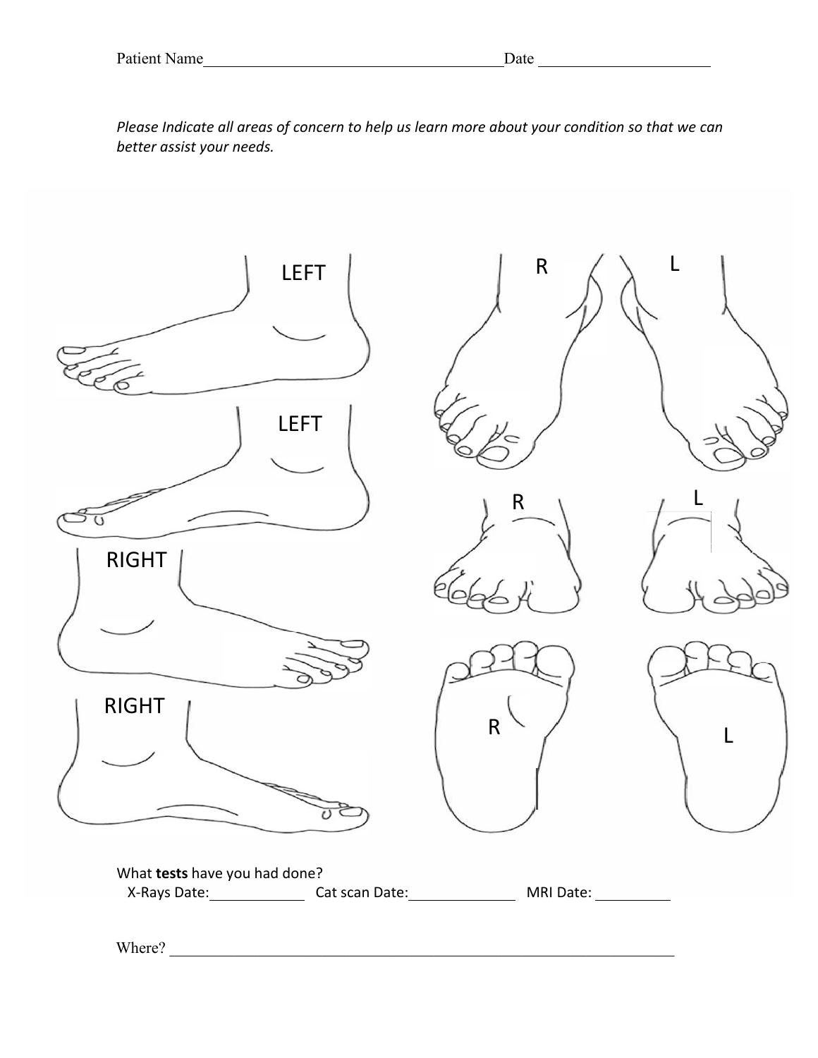Patient Name_______________________________________ Date _____________________

*Please Indicate all areas of concern to help us learn more about your condition so that we can better assist your needs.*

LEFT

LEFT

RIGHT

RIGHT

R L

R L

R L

What **tests** have you had done?

X-Rays Date:____________ Cat scan Date:______________ MRI Date: __________

Where? ______________________________________________________________________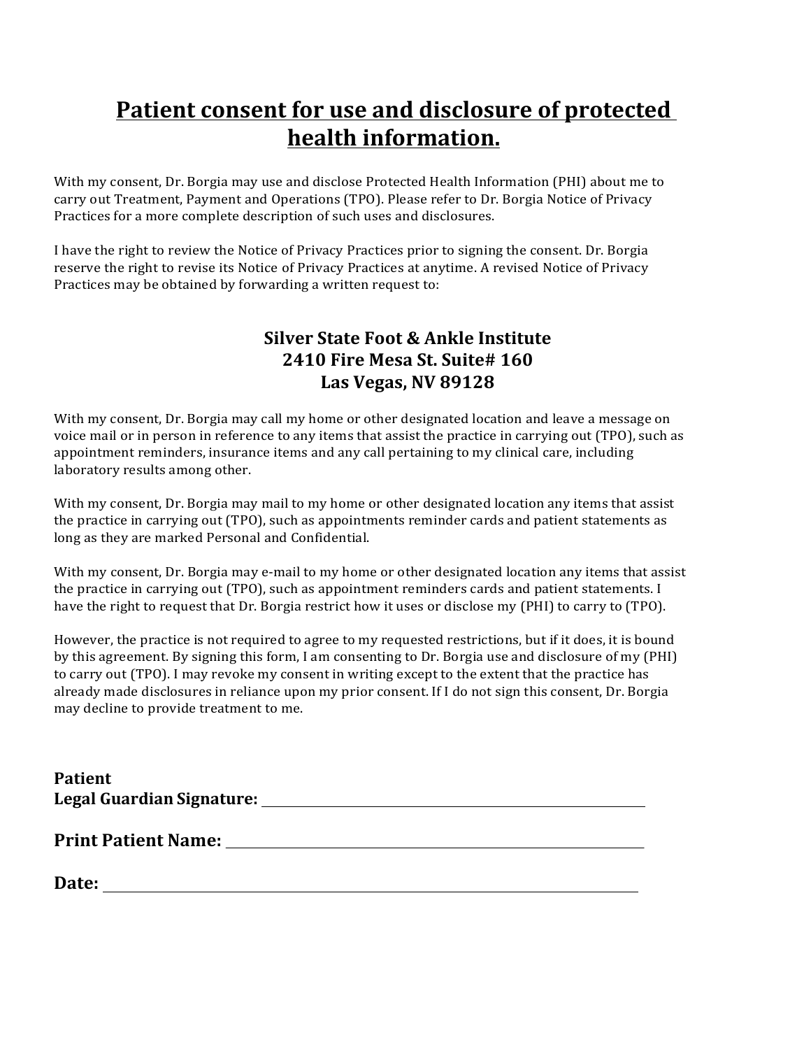# Patient consent for use and disclosure of protected health information.

With my consent, Dr. Borgia may use and disclose Protected Health Information (PHI) about me to carry out Treatment, Payment and Operations (TPO). Please refer to Dr. Borgia Notice of Privacy Practices for a more complete description of such uses and disclosures.

I have the right to review the Notice of Privacy Practices prior to signing the consent. Dr. Borgia reserve the right to revise its Notice of Privacy Practices at anytime. A revised Notice of Privacy Practices may be obtained by forwarding a written request to:

**Silver State Foot & Ankle Institute**
**2410 Fire Mesa St. Suite# 160**
**Las Vegas, NV 89128**

With my consent, Dr. Borgia may call my home or other designated location and leave a message on voice mail or in person in reference to any items that assist the practice in carrying out (TPO), such as appointment reminders, insurance items and any call pertaining to my clinical care, including laboratory results among other.

With my consent, Dr. Borgia may mail to my home or other designated location any items that assist the practice in carrying out (TPO), such as appointments reminder cards and patient statements as long as they are marked Personal and Confidential.

With my consent, Dr. Borgia may e-mail to my home or other designated location any items that assist the practice in carrying out (TPO), such as appointment reminders cards and patient statements. I have the right to request that Dr. Borgia restrict how it uses or disclose my (PHI) to carry to (TPO).

However, the practice is not required to agree to my requested restrictions, but if it does, it is bound by this agreement. By signing this form, I am consenting to Dr. Borgia use and disclosure of my (PHI) to carry out (TPO). I may revoke my consent in writing except to the extent that the practice has already made disclosures in reliance upon my prior consent. If I do not sign this consent, Dr. Borgia may decline to provide treatment to me.

**Patient**
**Legal Guardian Signature:** ______________________________

**Print Patient Name:** ______________________________

**Date:** ______________________________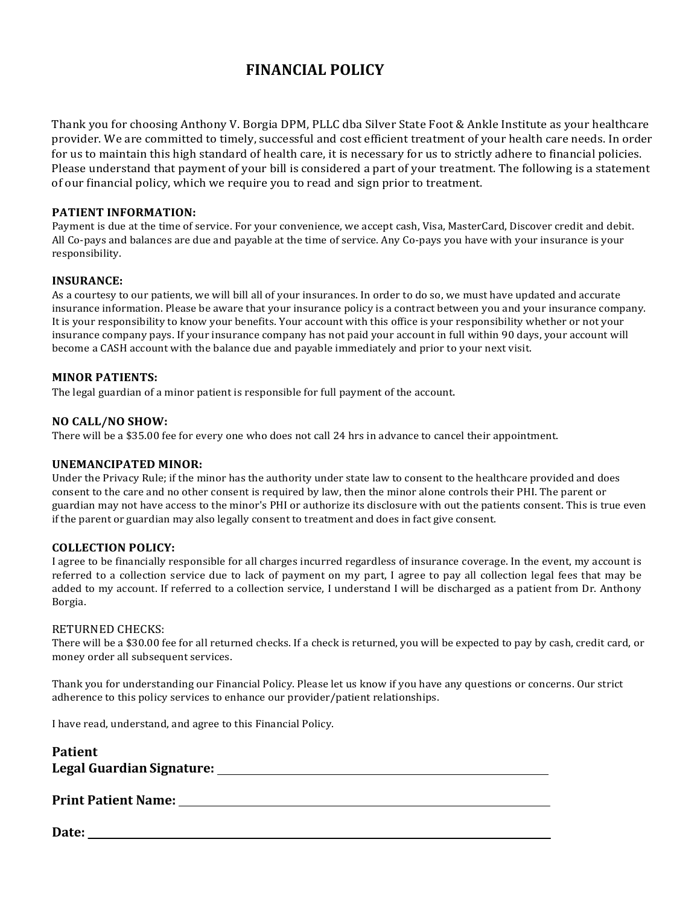# FINANCIAL POLICY

Thank you for choosing Anthony V. Borgia DPM, PLLC dba Silver State Foot & Ankle Institute as your healthcare provider. We are committed to timely, successful and cost efficient treatment of your health care needs. In order for us to maintain this high standard of health care, it is necessary for us to strictly adhere to financial policies. Please understand that payment of your bill is considered a part of your treatment. The following is a statement of our financial policy, which we require you to read and sign prior to treatment.

**PATIENT INFORMATION:**
Payment is due at the time of service. For your convenience, we accept cash, Visa, MasterCard, Discover credit and debit. All Co-pays and balances are due and payable at the time of service. Any Co-pays you have with your insurance is your responsibility.

**INSURANCE:**
As a courtesy to our patients, we will bill all of your insurances. In order to do so, we must have updated and accurate insurance information. Please be aware that your insurance policy is a contract between you and your insurance company. It is your responsibility to know your benefits. Your account with this office is your responsibility whether or not your insurance company pays. If your insurance company has not paid your account in full within 90 days, your account will become a CASH account with the balance due and payable immediately and prior to your next visit.

**MINOR PATIENTS:**
The legal guardian of a minor patient is responsible for full payment of the account.

**NO CALL/NO SHOW:**
There will be a $35.00 fee for every one who does not call 24 hrs in advance to cancel their appointment.

**UNEMANCIPATED MINOR:**
Under the Privacy Rule; if the minor has the authority under state law to consent to the healthcare provided and does consent to the care and no other consent is required by law, then the minor alone controls their PHI. The parent or guardian may not have access to the minor's PHI or authorize its disclosure with out the patients consent. This is true even if the parent or guardian may also legally consent to treatment and does in fact give consent.

**COLLECTION POLICY:**
I agree to be financially responsible for all charges incurred regardless of insurance coverage. In the event, my account is referred to a collection service due to lack of payment on my part, I agree to pay all collection legal fees that may be added to my account. If referred to a collection service, I understand I will be discharged as a patient from Dr. Anthony Borgia.

RETURNED CHECKS:
There will be a $30.00 fee for all returned checks. If a check is returned, you will be expected to pay by cash, credit card, or money order all subsequent services.

Thank you for understanding our Financial Policy. Please let us know if you have any questions or concerns. Our strict adherence to this policy services to enhance our provider/patient relationships.

I have read, understand, and agree to this Financial Policy.

**Patient**
**Legal Guardian Signature:** ______________________________

**Print Patient Name:** ______________________________

**Date:** ______________________________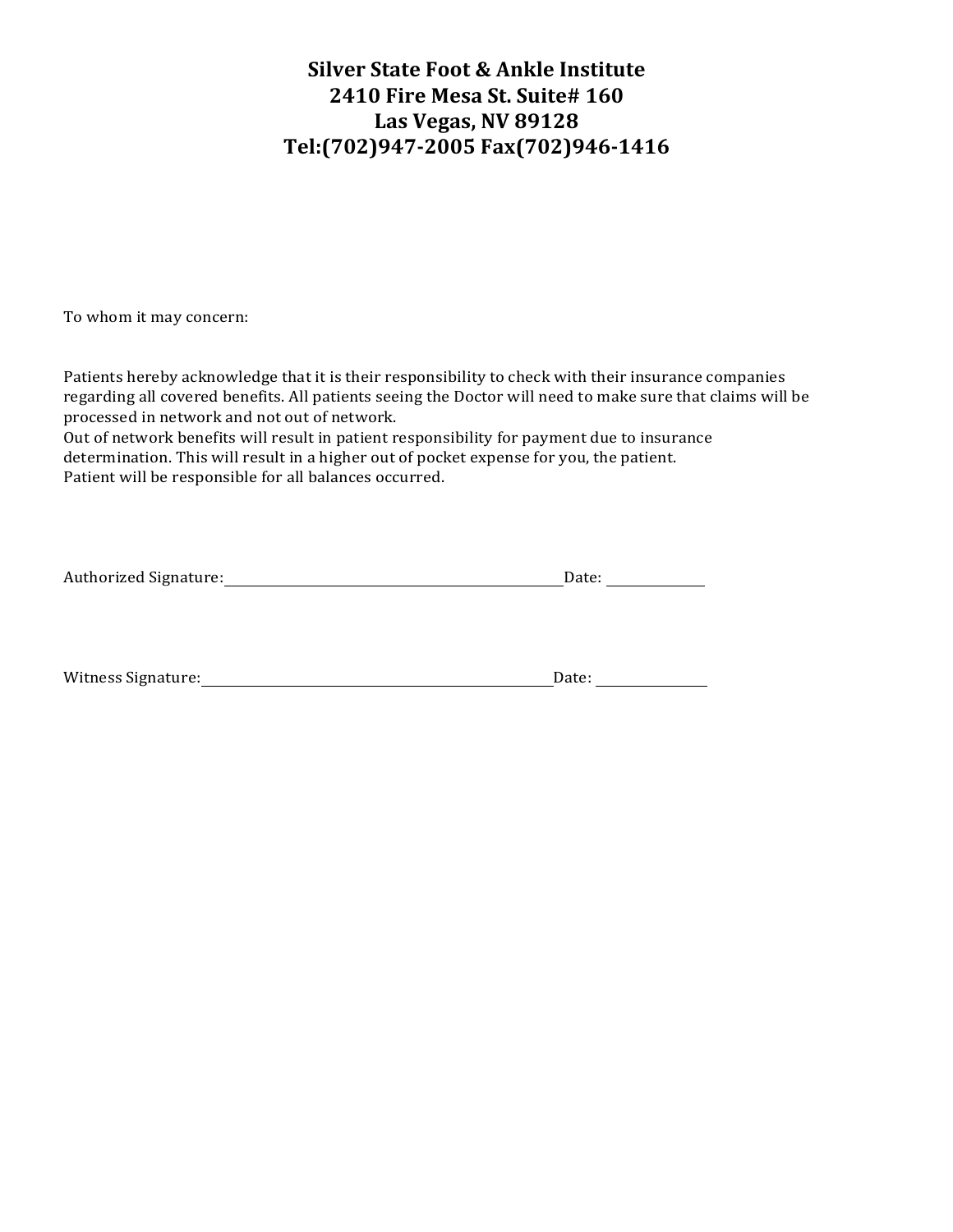**Silver State Foot & Ankle Institute**
**2410 Fire Mesa St. Suite# 160**
**Las Vegas, NV 89128**
**Tel:(702)947-2005 Fax(702)946-1416**

To whom it may concern:

Patients hereby acknowledge that it is their responsibility to check with their insurance companies regarding all covered benefits. All patients seeing the Doctor will need to make sure that claims will be processed in network and not out of network.
Out of network benefits will result in patient responsibility for payment due to insurance determination. This will result in a higher out of pocket expense for you, the patient.
Patient will be responsible for all balances occurred.

Authorized Signature:_______________________________ Date: __________

Witness Signature:_______________________________ Date: __________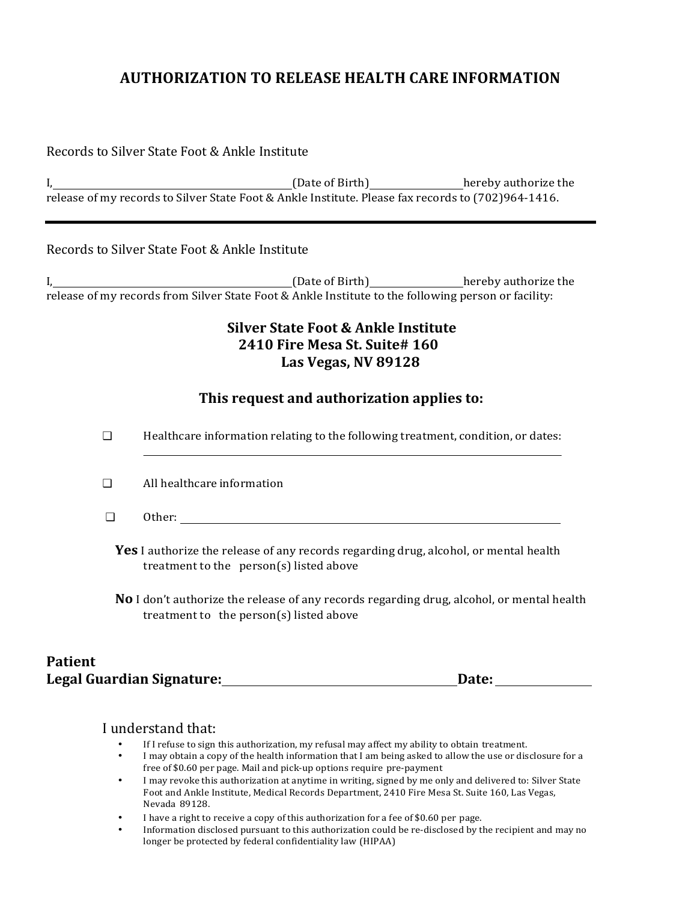# AUTHORIZATION TO RELEASE HEALTH CARE INFORMATION

Records to Silver State Foot & Ankle Institute

I, ______________________________ (Date of Birth) ______________ hereby authorize the release of my records to Silver State Foot & Ankle Institute. Please fax records to (702)964-1416.

---

Records to Silver State Foot & Ankle Institute

I, ______________________________ (Date of Birth) ______________ hereby authorize the release of my records from Silver State Foot & Ankle Institute to the following person or facility:

**Silver State Foot & Ankle Institute**
**2410 Fire Mesa St. Suite# 160**
**Las Vegas, NV 89128**

## This request and authorization applies to:

- ❑ Healthcare information relating to the following treatment, condition, or dates: ______________________________
- ❑ All healthcare information
- ❑ Other: ______________________________

**Yes** I authorize the release of any records regarding drug, alcohol, or mental health treatment to the person(s) listed above

**No** I don't authorize the release of any records regarding drug, alcohol, or mental health treatment to the person(s) listed above

**Patient**
**Legal Guardian Signature:** ______________________________ **Date:** ______________

I understand that:

- If I refuse to sign this authorization, my refusal may affect my ability to obtain treatment.
- I may obtain a copy of the health information that I am being asked to allow the use or disclosure for a free of $0.60 per page. Mail and pick-up options require pre-payment
- I may revoke this authorization at anytime in writing, signed by me only and delivered to: Silver State Foot and Ankle Institute, Medical Records Department, 2410 Fire Mesa St. Suite 160, Las Vegas, Nevada 89128.
- I have a right to receive a copy of this authorization for a fee of $0.60 per page.
- Information disclosed pursuant to this authorization could be re-disclosed by the recipient and may no longer be protected by federal confidentiality law (HIPAA)